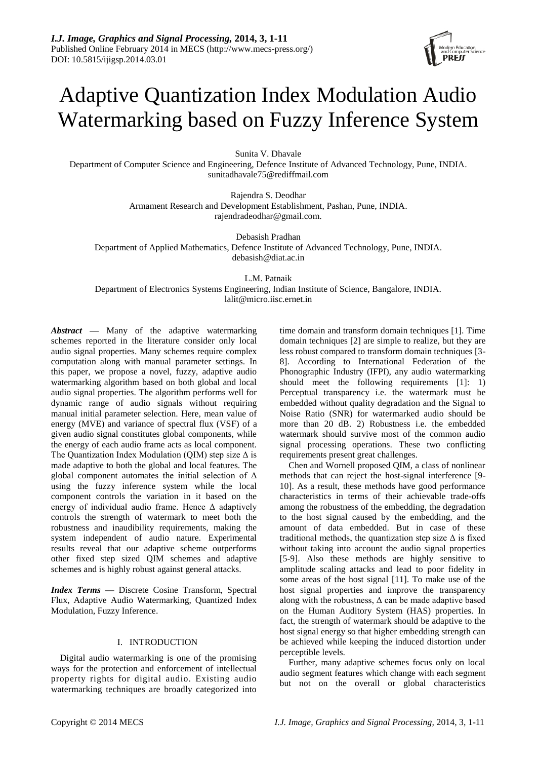# Adaptive Quantization Index Modulation Audio Watermarking based on Fuzzy Inference System

Sunita V. Dhavale
Department of Computer Science and Engineering, Defence Institute of Advanced Technology, Pune, INDIA.
sunitadhavale75@rediffmail.com

Rajendra S. Deodhar
Armament Research and Development Establishment, Pashan, Pune, INDIA.
rajendradeodhar@gmail.com.

Debasish Pradhan
Department of Applied Mathematics, Defence Institute of Advanced Technology, Pune, INDIA.
debasish@diat.ac.in

L.M. Patnaik
Department of Electronics Systems Engineering, Indian Institute of Science, Bangalore, INDIA.
lalit@micro.iisc.ernet.in

***Abstract*** **—** Many of the adaptive watermarking schemes reported in the literature consider only local audio signal properties. Many schemes require complex computation along with manual parameter settings. In this paper, we propose a novel, fuzzy, adaptive audio watermarking algorithm based on both global and local audio signal properties. The algorithm performs well for dynamic range of audio signals without requiring manual initial parameter selection. Here, mean value of energy (MVE) and variance of spectral flux (VSF) of a given audio signal constitutes global components, while the energy of each audio frame acts as local component. The Quantization Index Modulation (QIM) step size $\Delta$ is made adaptive to both the global and local features. The global component automates the initial selection of $\Delta$ using the fuzzy inference system while the local component controls the variation in it based on the energy of individual audio frame. Hence $\Delta$ adaptively controls the strength of watermark to meet both the robustness and inaudibility requirements, making the system independent of audio nature. Experimental results reveal that our adaptive scheme outperforms other fixed step sized QIM schemes and adaptive schemes and is highly robust against general attacks.

***Index Terms*** **—** Discrete Cosine Transform, Spectral Flux, Adaptive Audio Watermarking, Quantized Index Modulation, Fuzzy Inference.

## I. INTRODUCTION

Digital audio watermarking is one of the promising ways for the protection and enforcement of intellectual property rights for digital audio. Existing audio watermarking techniques are broadly categorized into time domain and transform domain techniques [1]. Time domain techniques [2] are simple to realize, but they are less robust compared to transform domain techniques [3-8]. According to International Federation of the Phonographic Industry (IFPI), any audio watermarking should meet the following requirements [1]: 1) Perceptual transparency i.e. the watermark must be embedded without quality degradation and the Signal to Noise Ratio (SNR) for watermarked audio should be more than 20 dB. 2) Robustness i.e. the embedded watermark should survive most of the common audio signal processing operations. These two conflicting requirements present great challenges.

Chen and Wornell proposed QIM, a class of nonlinear methods that can reject the host-signal interference [9-10]. As a result, these methods have good performance characteristics in terms of their achievable trade-offs among the robustness of the embedding, the degradation to the host signal caused by the embedding, and the amount of data embedded. But in case of these traditional methods, the quantization step size $\Delta$ is fixed without taking into account the audio signal properties [5-9]. Also these methods are highly sensitive to amplitude scaling attacks and lead to poor fidelity in some areas of the host signal [11]. To make use of the host signal properties and improve the transparency along with the robustness, $\Delta$ can be made adaptive based on the Human Auditory System (HAS) properties. In fact, the strength of watermark should be adaptive to the host signal energy so that higher embedding strength can be achieved while keeping the induced distortion under perceptible levels.

Further, many adaptive schemes focus only on local audio segment features which change with each segment but not on the overall or global characteristics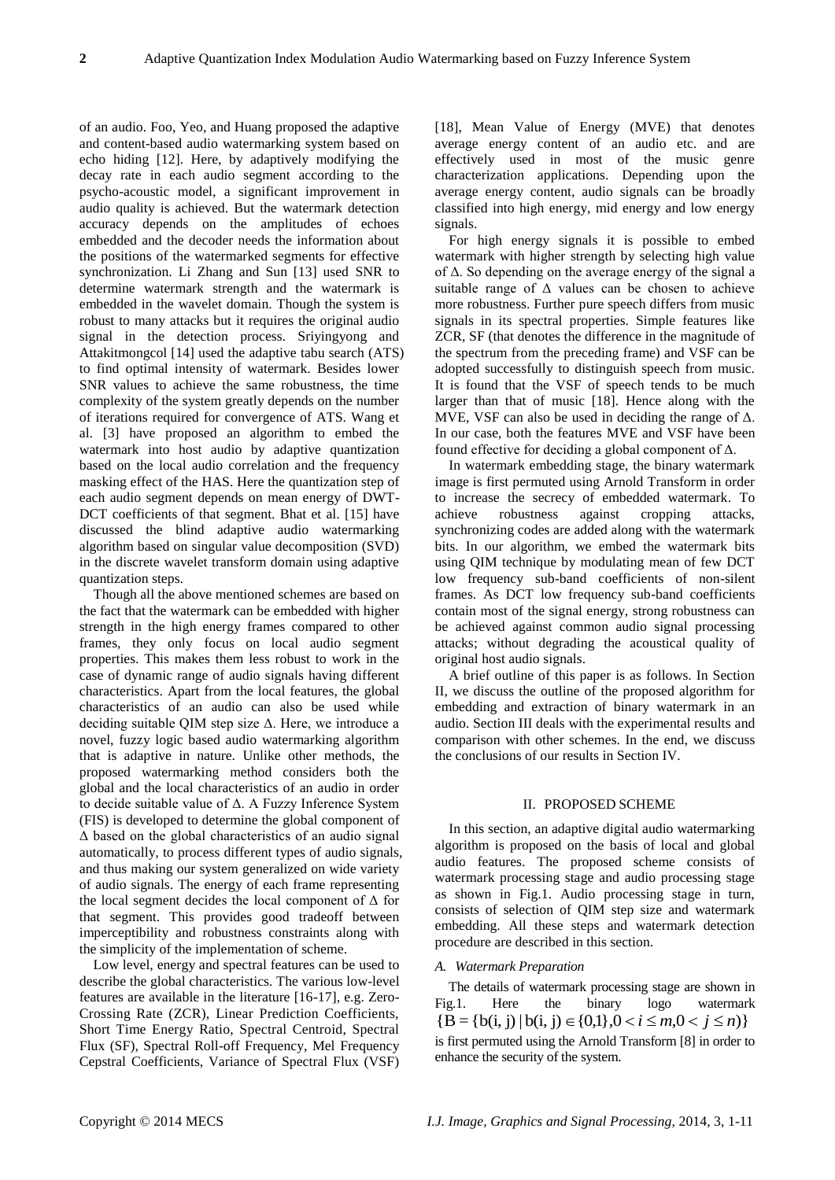of an audio. Foo, Yeo, and Huang proposed the adaptive and content-based audio watermarking system based on echo hiding [12]. Here, by adaptively modifying the decay rate in each audio segment according to the psycho-acoustic model, a significant improvement in audio quality is achieved. But the watermark detection accuracy depends on the amplitudes of echoes embedded and the decoder needs the information about the positions of the watermarked segments for effective synchronization. Li Zhang and Sun [13] used SNR to determine watermark strength and the watermark is embedded in the wavelet domain. Though the system is robust to many attacks but it requires the original audio signal in the detection process. Sriyingyong and Attakitmongcol [14] used the adaptive tabu search (ATS) to find optimal intensity of watermark. Besides lower SNR values to achieve the same robustness, the time complexity of the system greatly depends on the number of iterations required for convergence of ATS. Wang et al. [3] have proposed an algorithm to embed the watermark into host audio by adaptive quantization based on the local audio correlation and the frequency masking effect of the HAS. Here the quantization step of each audio segment depends on mean energy of DWT-DCT coefficients of that segment. Bhat et al. [15] have discussed the blind adaptive audio watermarking algorithm based on singular value decomposition (SVD) in the discrete wavelet transform domain using adaptive quantization steps.

Though all the above mentioned schemes are based on the fact that the watermark can be embedded with higher strength in the high energy frames compared to other frames, they only focus on local audio segment properties. This makes them less robust to work in the case of dynamic range of audio signals having different characteristics. Apart from the local features, the global characteristics of an audio can also be used while deciding suitable QIM step size Δ. Here, we introduce a novel, fuzzy logic based audio watermarking algorithm that is adaptive in nature. Unlike other methods, the proposed watermarking method considers both the global and the local characteristics of an audio in order to decide suitable value of Δ. A Fuzzy Inference System (FIS) is developed to determine the global component of Δ based on the global characteristics of an audio signal automatically, to process different types of audio signals, and thus making our system generalized on wide variety of audio signals. The energy of each frame representing the local segment decides the local component of Δ for that segment. This provides good tradeoff between imperceptibility and robustness constraints along with the simplicity of the implementation of scheme.

Low level, energy and spectral features can be used to describe the global characteristics. The various low-level features are available in the literature [16-17], e.g. Zero-Crossing Rate (ZCR), Linear Prediction Coefficients, Short Time Energy Ratio, Spectral Centroid, Spectral Flux (SF), Spectral Roll-off Frequency, Mel Frequency Cepstral Coefficients, Variance of Spectral Flux (VSF) [18], Mean Value of Energy (MVE) that denotes average energy content of an audio etc. and are effectively used in most of the music genre characterization applications. Depending upon the average energy content, audio signals can be broadly classified into high energy, mid energy and low energy signals.

For high energy signals it is possible to embed watermark with higher strength by selecting high value of Δ. So depending on the average energy of the signal a suitable range of Δ values can be chosen to achieve more robustness. Further pure speech differs from music signals in its spectral properties. Simple features like ZCR, SF (that denotes the difference in the magnitude of the spectrum from the preceding frame) and VSF can be adopted successfully to distinguish speech from music. It is found that the VSF of speech tends to be much larger than that of music [18]. Hence along with the MVE, VSF can also be used in deciding the range of Δ. In our case, both the features MVE and VSF have been found effective for deciding a global component of Δ.

In watermark embedding stage, the binary watermark image is first permuted using Arnold Transform in order to increase the secrecy of embedded watermark. To achieve robustness against cropping attacks, synchronizing codes are added along with the watermark bits. In our algorithm, we embed the watermark bits using QIM technique by modulating mean of few DCT low frequency sub-band coefficients of non-silent frames. As DCT low frequency sub-band coefficients contain most of the signal energy, strong robustness can be achieved against common audio signal processing attacks; without degrading the acoustical quality of original host audio signals.

A brief outline of this paper is as follows. In Section II, we discuss the outline of the proposed algorithm for embedding and extraction of binary watermark in an audio. Section III deals with the experimental results and comparison with other schemes. In the end, we discuss the conclusions of our results in Section IV.

## II. PROPOSED SCHEME

In this section, an adaptive digital audio watermarking algorithm is proposed on the basis of local and global audio features. The proposed scheme consists of watermark processing stage and audio processing stage as shown in Fig.1. Audio processing stage in turn, consists of selection of QIM step size and watermark embedding. All these steps and watermark detection procedure are described in this section.

### *A. Watermark Preparation*

The details of watermark processing stage are shown in Fig.1. Here the binary logo watermark $\{B = \{b(i, j) \mid b(i, j) \in \{0,1\}, 0 < i \le m, 0 < j \le n)\}$ is first permuted using the Arnold Transform [8] in order to enhance the security of the system.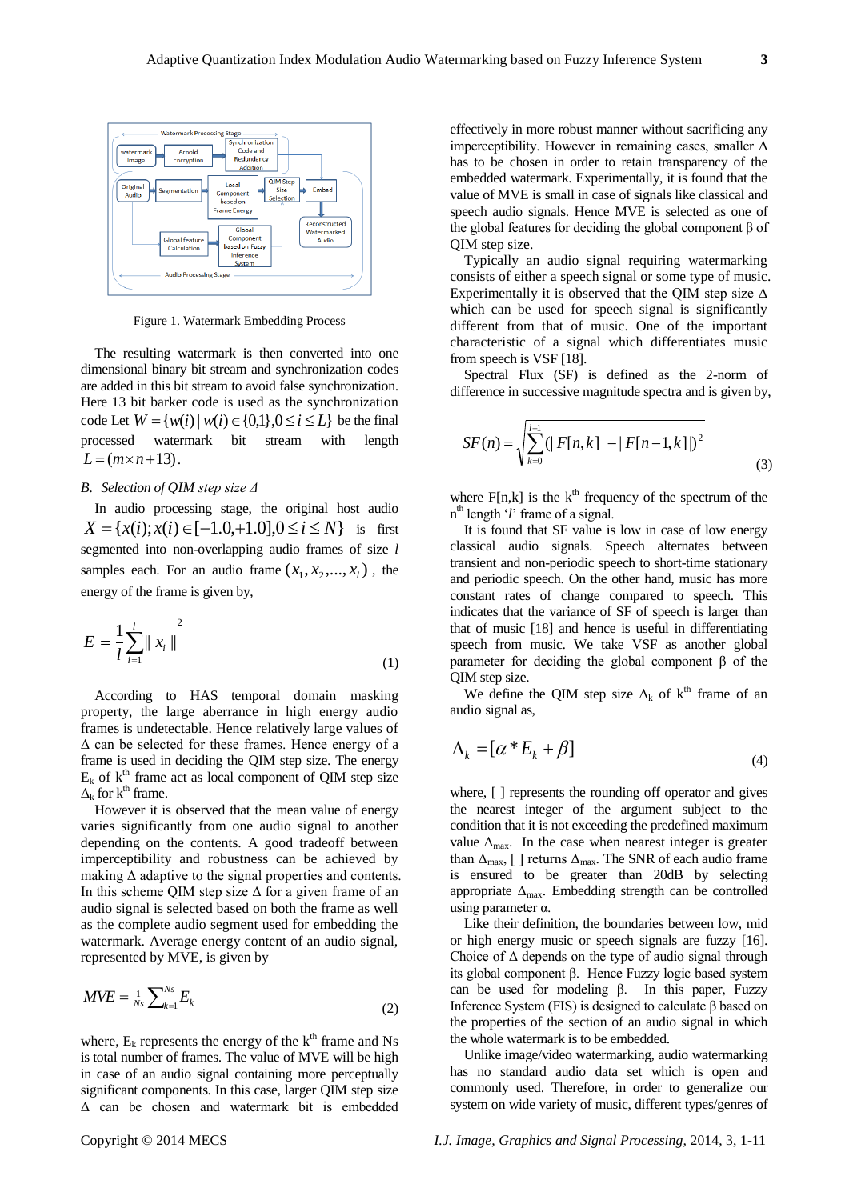Figure 1. Watermark Embedding Process

The resulting watermark is then converted into one dimensional binary bit stream and synchronization codes are added in this bit stream to avoid false synchronization. Here 13 bit barker code is used as the synchronization code Let $W = \{w(i) \mid w(i) \in \{0,1\}, 0 \le i \le L\}$ be the final processed watermark bit stream with length $L = (m \times n + 13)$.

### B. Selection of QIM step size Δ

In audio processing stage, the original host audio $X = \{x(i); x(i) \in [-1.0, +1.0], 0 \le i \le N\}$ is first segmented into non-overlapping audio frames of size $l$ samples each. For an audio frame $(x_1, x_2, ..., x_l)$, the energy of the frame is given by,

$$E = \frac{1}{l} \sum_{i=1}^{l} \| x_i \|^2 \tag{1}$$

According to HAS temporal domain masking property, the large aberrance in high energy audio frames is undetectable. Hence relatively large values of Δ can be selected for these frames. Hence energy of a frame is used in deciding the QIM step size. The energy $E_k$ of $k^{th}$ frame act as local component of QIM step size $\Delta_k$ for $k^{th}$ frame.

However it is observed that the mean value of energy varies significantly from one audio signal to another depending on the contents. A good tradeoff between imperceptibility and robustness can be achieved by making Δ adaptive to the signal properties and contents. In this scheme QIM step size Δ for a given frame of an audio signal is selected based on both the frame as well as the complete audio segment used for embedding the watermark. Average energy content of an audio signal, represented by MVE, is given by

$$MVE = \tfrac{1}{Ns} \sum_{k=1}^{Ns} E_k \tag{2}$$

where, $E_k$ represents the energy of the $k^{th}$ frame and Ns is total number of frames. The value of MVE will be high in case of an audio signal containing more perceptually significant components. In this case, larger QIM step size Δ can be chosen and watermark bit is embedded effectively in more robust manner without sacrificing any imperceptibility. However in remaining cases, smaller Δ has to be chosen in order to retain transparency of the embedded watermark. Experimentally, it is found that the value of MVE is small in case of signals like classical and speech audio signals. Hence MVE is selected as one of the global features for deciding the global component β of QIM step size.

Typically an audio signal requiring watermarking consists of either a speech signal or some type of music. Experimentally it is observed that the QIM step size Δ which can be used for speech signal is significantly different from that of music. One of the important characteristic of a signal which differentiates music from speech is VSF [18].

Spectral Flux (SF) is defined as the 2-norm of difference in successive magnitude spectra and is given by,

$$SF(n) = \sqrt{\sum_{k=0}^{l-1} (|F[n,k]| - |F[n-1,k]|)^2} \tag{3}$$

where F[n,k] is the $k^{th}$ frequency of the spectrum of the $n^{th}$ length '$l$' frame of a signal.

It is found that SF value is low in case of low energy classical audio signals. Speech alternates between transient and non-periodic speech to short-time stationary and periodic speech. On the other hand, music has more constant rates of change compared to speech. This indicates that the variance of SF of speech is larger than that of music [18] and hence is useful in differentiating speech from music. We take VSF as another global parameter for deciding the global component β of the QIM step size.

We define the QIM step size $\Delta_k$ of $k^{th}$ frame of an audio signal as,

$$\Delta_k = [\alpha * E_k + \beta] \tag{4}$$

where, [ ] represents the rounding off operator and gives the nearest integer of the argument subject to the condition that it is not exceeding the predefined maximum value $\Delta_{max}$. In the case when nearest integer is greater than $\Delta_{max}$, [ ] returns $\Delta_{max}$. The SNR of each audio frame is ensured to be greater than 20dB by selecting appropriate $\Delta_{max}$. Embedding strength can be controlled using parameter α.

Like their definition, the boundaries between low, mid or high energy music or speech signals are fuzzy [16]. Choice of Δ depends on the type of audio signal through its global component β. Hence Fuzzy logic based system can be used for modeling β. In this paper, Fuzzy Inference System (FIS) is designed to calculate β based on the properties of the section of an audio signal in which the whole watermark is to be embedded.

Unlike image/video watermarking, audio watermarking has no standard audio data set which is open and commonly used. Therefore, in order to generalize our system on wide variety of music, different types/genres of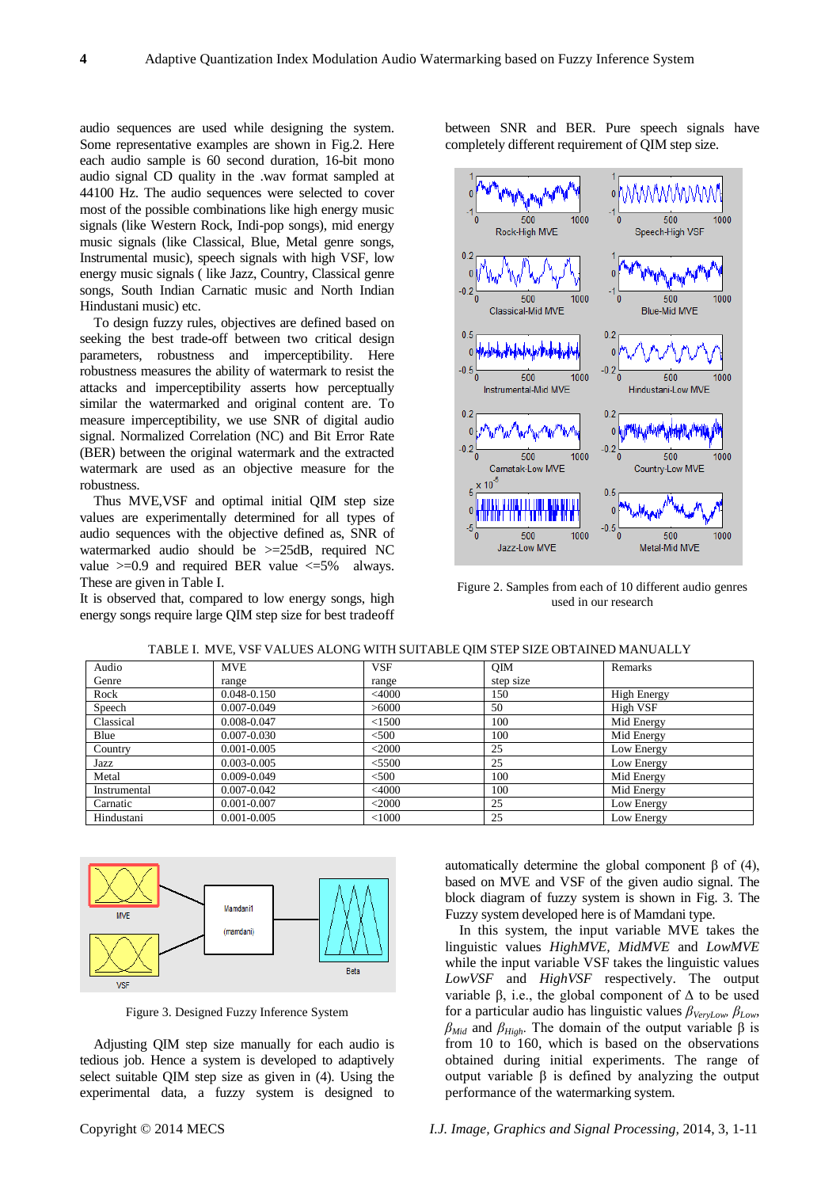audio sequences are used while designing the system. Some representative examples are shown in Fig.2. Here each audio sample is 60 second duration, 16-bit mono audio signal CD quality in the .wav format sampled at 44100 Hz. The audio sequences were selected to cover most of the possible combinations like high energy music signals (like Western Rock, Indi-pop songs), mid energy music signals (like Classical, Blue, Metal genre songs, Instrumental music), speech signals with high VSF, low energy music signals ( like Jazz, Country, Classical genre songs, South Indian Carnatic music and North Indian Hindustani music) etc.

To design fuzzy rules, objectives are defined based on seeking the best trade-off between two critical design parameters, robustness and imperceptibility. Here robustness measures the ability of watermark to resist the attacks and imperceptibility asserts how perceptually similar the watermarked and original content are. To measure imperceptibility, we use SNR of digital audio signal. Normalized Correlation (NC) and Bit Error Rate (BER) between the original watermark and the extracted watermark are used as an objective measure for the robustness.

Thus MVE,VSF and optimal initial QIM step size values are experimentally determined for all types of audio sequences with the objective defined as, SNR of watermarked audio should be >=25dB, required NC value >=0.9 and required BER value <=5% always. These are given in Table I.

It is observed that, compared to low energy songs, high energy songs require large QIM step size for best tradeoff between SNR and BER. Pure speech signals have completely different requirement of QIM step size.

Figure 2. Samples from each of 10 different audio genres used in our research

TABLE I. MVE, VSF VALUES ALONG WITH SUITABLE QIM STEP SIZE OBTAINED MANUALLY

| Audio Genre | MVE range | VSF range | QIM step size | Remarks |
|---|---|---|---|---|
| Rock | 0.048-0.150 | <4000 | 150 | High Energy |
| Speech | 0.007-0.049 | >6000 | 50 | High VSF |
| Classical | 0.008-0.047 | <1500 | 100 | Mid Energy |
| Blue | 0.007-0.030 | <500 | 100 | Mid Energy |
| Country | 0.001-0.005 | <2000 | 25 | Low Energy |
| Jazz | 0.003-0.005 | <5500 | 25 | Low Energy |
| Metal | 0.009-0.049 | <500 | 100 | Mid Energy |
| Instrumental | 0.007-0.042 | <4000 | 100 | Mid Energy |
| Carnatic | 0.001-0.007 | <2000 | 25 | Low Energy |
| Hindustani | 0.001-0.005 | <1000 | 25 | Low Energy |

Figure 3. Designed Fuzzy Inference System

Adjusting QIM step size manually for each audio is tedious job. Hence a system is developed to adaptively select suitable QIM step size as given in (4). Using the experimental data, a fuzzy system is designed to automatically determine the global component β of (4), based on MVE and VSF of the given audio signal. The block diagram of fuzzy system is shown in Fig. 3. The Fuzzy system developed here is of Mamdani type.

In this system, the input variable MVE takes the linguistic values *HighMVE*, *MidMVE* and *LowMVE* while the input variable VSF takes the linguistic values *LowVSF* and *HighVSF* respectively. The output variable β, i.e., the global component of Δ to be used for a particular audio has linguistic values $\beta_{VeryLow}$, $\beta_{Low}$, $\beta_{Mid}$ and $\beta_{High}$. The domain of the output variable β is from 10 to 160, which is based on the observations obtained during initial experiments. The range of output variable β is defined by analyzing the output performance of the watermarking system.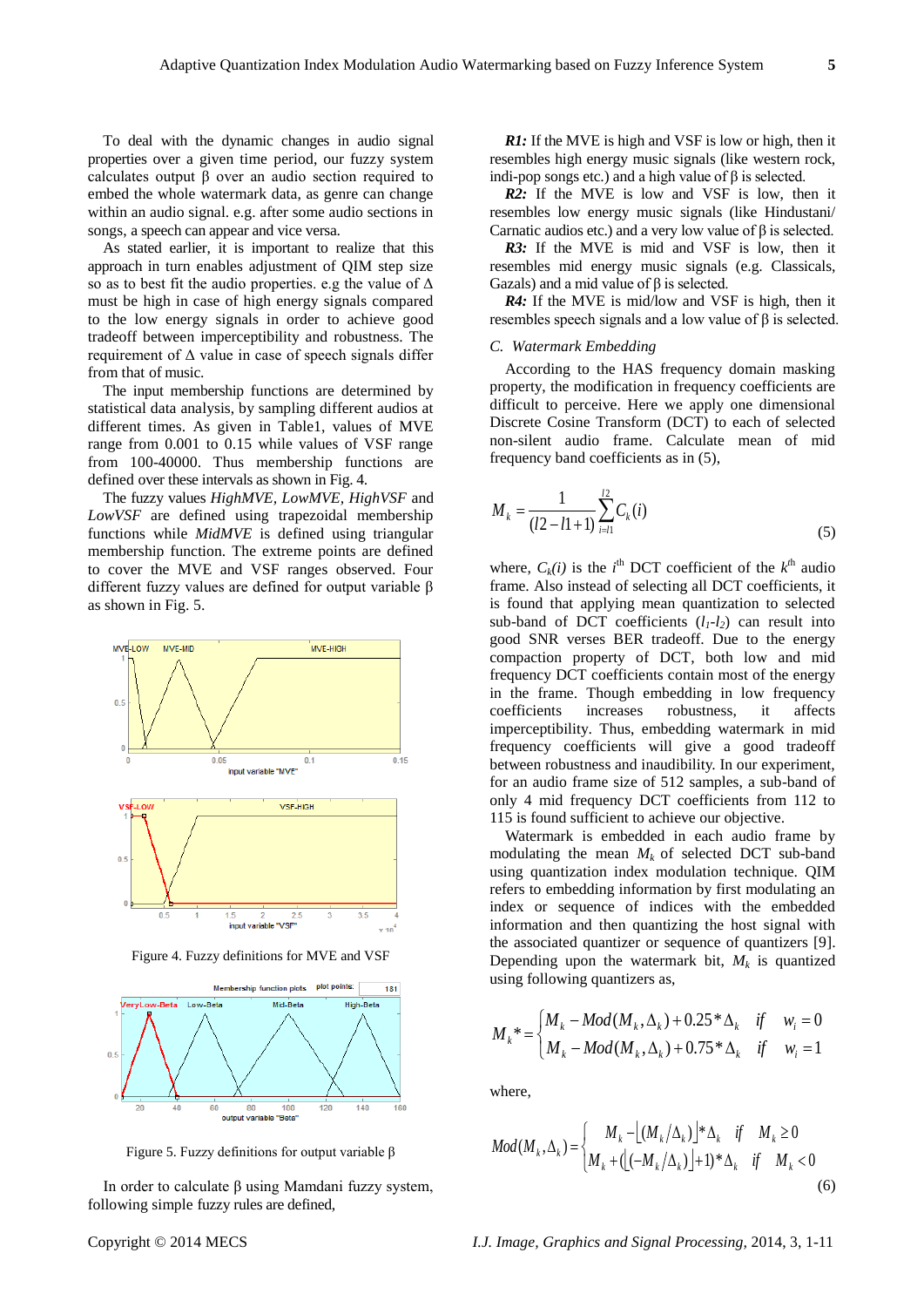To deal with the dynamic changes in audio signal properties over a given time period, our fuzzy system calculates output β over an audio section required to embed the whole watermark data, as genre can change within an audio signal. e.g. after some audio sections in songs, a speech can appear and vice versa.

As stated earlier, it is important to realize that this approach in turn enables adjustment of QIM step size so as to best fit the audio properties. e.g the value of Δ must be high in case of high energy signals compared to the low energy signals in order to achieve good tradeoff between imperceptibility and robustness. The requirement of Δ value in case of speech signals differ from that of music.

The input membership functions are determined by statistical data analysis, by sampling different audios at different times. As given in Table1, values of MVE range from 0.001 to 0.15 while values of VSF range from 100-40000. Thus membership functions are defined over these intervals as shown in Fig. 4.

The fuzzy values *HighMVE, LowMVE, HighVSF* and *LowVSF* are defined using trapezoidal membership functions while *MidMVE* is defined using triangular membership function. The extreme points are defined to cover the MVE and VSF ranges observed. Four different fuzzy values are defined for output variable β as shown in Fig. 5.

Figure 4. Fuzzy definitions for MVE and VSF

Figure 5. Fuzzy definitions for output variable β

In order to calculate β using Mamdani fuzzy system, following simple fuzzy rules are defined,

***R1:*** If the MVE is high and VSF is low or high, then it resembles high energy music signals (like western rock, indi-pop songs etc.) and a high value of β is selected.

***R2:*** If the MVE is low and VSF is low, then it resembles low energy music signals (like Hindustani/ Carnatic audios etc.) and a very low value of β is selected.

***R3:*** If the MVE is mid and VSF is low, then it resembles mid energy music signals (e.g. Classicals, Gazals) and a mid value of β is selected.

***R4:*** If the MVE is mid/low and VSF is high, then it resembles speech signals and a low value of β is selected.

### C. Watermark Embedding

According to the HAS frequency domain masking property, the modification in frequency coefficients are difficult to perceive. Here we apply one dimensional Discrete Cosine Transform (DCT) to each of selected non-silent audio frame. Calculate mean of mid frequency band coefficients as in (5),

$$M_k = \frac{1}{(l2 - l1 + 1)} \sum_{i=l1}^{l2} C_k(i) \tag{5}$$

where, $C_k(i)$ is the $i^{th}$ DCT coefficient of the $k^{th}$ audio frame. Also instead of selecting all DCT coefficients, it is found that applying mean quantization to selected sub-band of DCT coefficients ($l_1$-$l_2$) can result into good SNR verses BER tradeoff. Due to the energy compaction property of DCT, both low and mid frequency DCT coefficients contain most of the energy in the frame. Though embedding in low frequency coefficients increases robustness, it affects imperceptibility. Thus, embedding watermark in mid frequency coefficients will give a good tradeoff between robustness and inaudibility. In our experiment, for an audio frame size of 512 samples, a sub-band of only 4 mid frequency DCT coefficients from 112 to 115 is found sufficient to achieve our objective.

Watermark is embedded in each audio frame by modulating the mean $M_k$ of selected DCT sub-band using quantization index modulation technique. QIM refers to embedding information by first modulating an index or sequence of indices with the embedded information and then quantizing the host signal with the associated quantizer or sequence of quantizers [9]. Depending upon the watermark bit, $M_k$ is quantized using following quantizers as,

$$M_k{}^* = \begin{cases} M_k - Mod(M_k, \Delta_k) + 0.25 * \Delta_k & if \quad w_i = 0 \\ M_k - Mod(M_k, \Delta_k) + 0.75 * \Delta_k & if \quad w_i = 1 \end{cases}$$

where,

$$Mod(M_k, \Delta_k) = \begin{cases} M_k - \lfloor (M_k / \Delta_k) \rfloor * \Delta_k & if \quad M_k \geq 0 \\ M_k + (\lfloor (-M_k / \Delta_k) \rfloor + 1) * \Delta_k & if \quad M_k < 0 \end{cases} \tag{6}$$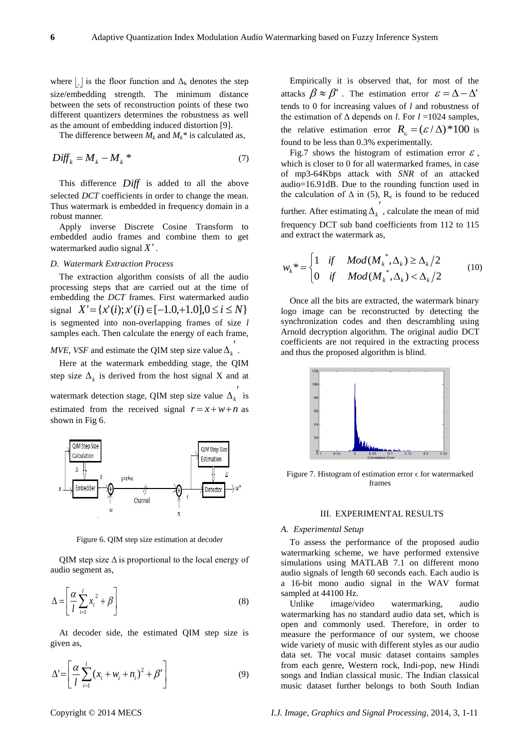where $\lfloor . \rfloor$ is the floor function and $\Delta_k$ denotes the step size/embedding strength. The minimum distance between the sets of reconstruction points of these two different quantizers determines the robustness as well as the amount of embedding induced distortion [9].

The difference between $M_k$ and $M_k$* is calculated as,

$$Diff_k = M_k - M_k{}^* \tag{7}$$

This difference $Diff$ is added to all the above selected *DCT* coefficients in order to change the mean. Thus watermark is embedded in frequency domain in a robust manner.

Apply inverse Discrete Cosine Transform to embedded audio frames and combine them to get watermarked audio signal $X'$.

### *D. Watermark Extraction Process*

The extraction algorithm consists of all the audio processing steps that are carried out at the time of embedding the *DCT* frames. First watermarked audio signal $X' = \{x'(i); x'(i) \in [-1.0, +1.0], 0 \le i \le N\}$ is segmented into non-overlapping frames of size $l$ samples each. Then calculate the energy of each frame, *MVE*, *VSF* and estimate the QIM step size value $\Delta_k'$.

Here at the watermark embedding stage, the QIM step size $\Delta_k$ is derived from the host signal X and at watermark detection stage, QIM step size value $\Delta_k'$ is estimated from the received signal $r = x + w + n$ as shown in Fig 6.

Figure 6. QIM step size estimation at decoder

QIM step size $\Delta$ is proportional to the local energy of audio segment as,

$$\Delta = \left[ \frac{\alpha}{l} \sum_{i=1}^{l} x_i^{\,2} + \beta \right] \tag{8}$$

At decoder side, the estimated QIM step size is given as,

$$\Delta' = \left[ \frac{\alpha}{l} \sum_{i=1}^{l} (x_i + w_i + n_i)^2 + \beta' \right] \tag{9}$$

Empirically it is observed that, for most of the attacks $\beta \approx \beta'$. The estimation error $\varepsilon = \Delta - \Delta'$ tends to 0 for increasing values of $l$ and robustness of the estimation of $\Delta$ depends on $l$. For $l$ =1024 samples, the relative estimation error $R_{\in} = (\varepsilon / \Delta) * 100$ is found to be less than 0.3% experimentally.

Fig.7 shows the histogram of estimation error $\varepsilon$, which is closer to 0 for all watermarked frames, in case of mp3-64Kbps attack with *SNR* of an attacked audio=16.91dB. Due to the rounding function used in the calculation of $\Delta$ in (5), $R_e$ is found to be reduced further. After estimating $\Delta_k'$, calculate the mean of mid frequency DCT sub band coefficients from 112 to 115 and extract the watermark as,

$$w_k{}^* = \begin{cases} 1 & if \quad Mod(M_k{}^*, \Delta_k) \ge \Delta_k / 2 \\ 0 & if \quad Mod(M_k{}^*, \Delta_k) < \Delta_k / 2 \end{cases} \tag{10}$$

Once all the bits are extracted, the watermark binary logo image can be reconstructed by detecting the synchronization codes and then descrambling using Arnold decryption algorithm. The original audio DCT coefficients are not required in the extracting process and thus the proposed algorithm is blind.

Figure 7. Histogram of estimation error $\epsilon$ for watermarked frames

## III. EXPERIMENTAL RESULTS

### *A. Experimental Setup*

To assess the performance of the proposed audio watermarking scheme, we have performed extensive simulations using MATLAB 7.1 on different mono audio signals of length 60 seconds each. Each audio is a 16-bit mono audio signal in the WAV format sampled at 44100 Hz.

Unlike image/video watermarking, audio watermarking has no standard audio data set, which is open and commonly used. Therefore, in order to measure the performance of our system, we choose wide variety of music with different styles as our audio data set. The vocal music dataset contains samples from each genre, Western rock, Indi-pop, new Hindi songs and Indian classical music. The Indian classical music dataset further belongs to both South Indian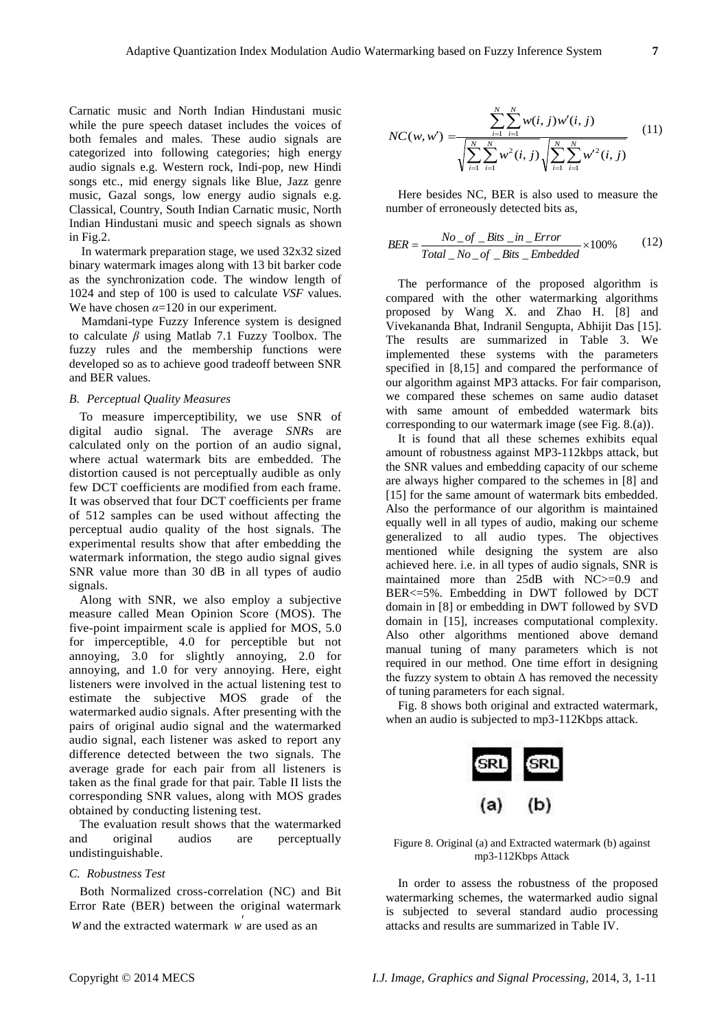Carnatic music and North Indian Hindustani music while the pure speech dataset includes the voices of both females and males. These audio signals are categorized into following categories; high energy audio signals e.g. Western rock, Indi-pop, new Hindi songs etc., mid energy signals like Blue, Jazz genre music, Gazal songs, low energy audio signals e.g. Classical, Country, South Indian Carnatic music, North Indian Hindustani music and speech signals as shown in Fig.2.

In watermark preparation stage, we used 32x32 sized binary watermark images along with 13 bit barker code as the synchronization code. The window length of 1024 and step of 100 is used to calculate *VSF* values. We have chosen $\alpha$=120 in our experiment.

Mamdani-type Fuzzy Inference system is designed to calculate $\beta$ using Matlab 7.1 Fuzzy Toolbox. The fuzzy rules and the membership functions were developed so as to achieve good tradeoff between SNR and BER values.

### B. Perceptual Quality Measures

To measure imperceptibility, we use SNR of digital audio signal. The average *SNR*s are calculated only on the portion of an audio signal, where actual watermark bits are embedded. The distortion caused is not perceptually audible as only few DCT coefficients are modified from each frame. It was observed that four DCT coefficients per frame of 512 samples can be used without affecting the perceptual audio quality of the host signals. The experimental results show that after embedding the watermark information, the stego audio signal gives SNR value more than 30 dB in all types of audio signals.

Along with SNR, we also employ a subjective measure called Mean Opinion Score (MOS). The five-point impairment scale is applied for MOS, 5.0 for imperceptible, 4.0 for perceptible but not annoying, 3.0 for slightly annoying, 2.0 for annoying, and 1.0 for very annoying. Here, eight listeners were involved in the actual listening test to estimate the subjective MOS grade of the watermarked audio signals. After presenting with the pairs of original audio signal and the watermarked audio signal, each listener was asked to report any difference detected between the two signals. The average grade for each pair from all listeners is taken as the final grade for that pair. Table II lists the corresponding SNR values, along with MOS grades obtained by conducting listening test.

The evaluation result shows that the watermarked and original audios are perceptually undistinguishable.

### C. Robustness Test

Both Normalized cross-correlation (NC) and Bit Error Rate (BER) between the original watermark $w$ and the extracted watermark $w'$ are used as an

$$NC(w,w') = \frac{\sum_{i=1}^{N}\sum_{i=1}^{N} w(i,j)w'(i,j)}{\sqrt{\sum_{i=1}^{N}\sum_{i=1}^{N} w^2(i,j)}\sqrt{\sum_{i=1}^{N}\sum_{i=1}^{N} w'^2(i,j)}} \quad (11)$$

Here besides NC, BER is also used to measure the number of erroneously detected bits as,

$$BER = \frac{No\_of\_Bits\_in\_Error}{Total\_No\_of\_Bits\_Embedded} \times 100\% \quad (12)$$

The performance of the proposed algorithm is compared with the other watermarking algorithms proposed by Wang X. and Zhao H. [8] and Vivekananda Bhat, Indranil Sengupta, Abhijit Das [15]. The results are summarized in Table 3. We implemented these systems with the parameters specified in [8,15] and compared the performance of our algorithm against MP3 attacks. For fair comparison, we compared these schemes on same audio dataset with same amount of embedded watermark bits corresponding to our watermark image (see Fig. 8.(a)).

It is found that all these schemes exhibits equal amount of robustness against MP3-112kbps attack, but the SNR values and embedding capacity of our scheme are always higher compared to the schemes in [8] and [15] for the same amount of watermark bits embedded. Also the performance of our algorithm is maintained equally well in all types of audio, making our scheme generalized to all audio types. The objectives mentioned while designing the system are also achieved here. i.e. in all types of audio signals, SNR is maintained more than 25dB with NC>=0.9 and BER<=5%. Embedding in DWT followed by DCT domain in [8] or embedding in DWT followed by SVD domain in [15], increases computational complexity. Also other algorithms mentioned above demand manual tuning of many parameters which is not required in our method. One time effort in designing the fuzzy system to obtain $\Delta$ has removed the necessity of tuning parameters for each signal.

Fig. 8 shows both original and extracted watermark, when an audio is subjected to mp3-112Kbps attack.

Figure 8. Original (a) and Extracted watermark (b) against mp3-112Kbps Attack

In order to assess the robustness of the proposed watermarking schemes, the watermarked audio signal is subjected to several standard audio processing attacks and results are summarized in Table IV.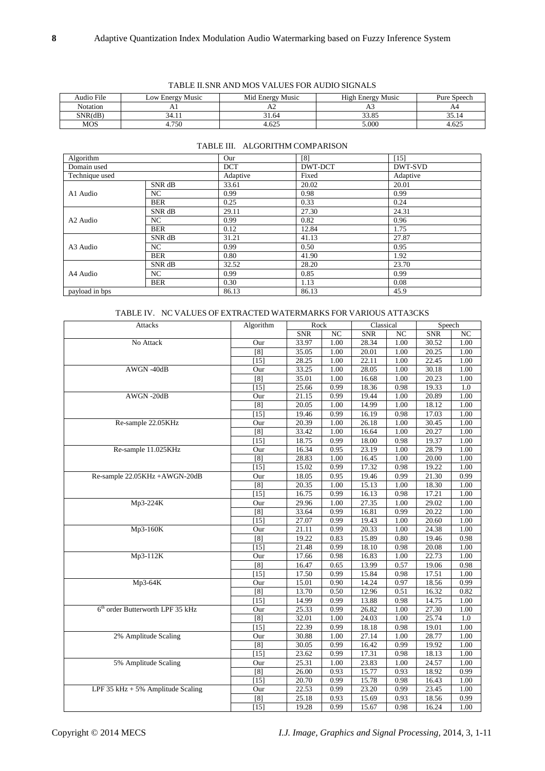TABLE II. SNR AND MOS VALUES FOR AUDIO SIGNALS

| Audio File | Low Energy Music | Mid Energy Music | High Energy Music | Pure Speech |
|---|---|---|---|---|
| Notation | A1 | A2 | A3 | A4 |
| SNR(dB) | 34.11 | 31.64 | 33.85 | 35.14 |
| MOS | 4.750 | 4.625 | 5.000 | 4.625 |

TABLE III. ALGORITHM COMPARISON

| Algorithm | | Our | [8] | [15] |
|---|---|---|---|---|
| Domain used | | DCT | DWT-DCT | DWT-SVD |
| Technique used | | Adaptive | Fixed | Adaptive |
| A1 Audio | SNR dB | 33.61 | 20.02 | 20.01 |
| | NC | 0.99 | 0.98 | 0.99 |
| | BER | 0.25 | 0.33 | 0.24 |
| A2 Audio | SNR dB | 29.11 | 27.30 | 24.31 |
| | NC | 0.99 | 0.82 | 0.96 |
| | BER | 0.12 | 12.84 | 1.75 |
| A3 Audio | SNR dB | 31.21 | 41.13 | 27.87 |
| | NC | 0.99 | 0.50 | 0.95 |
| | BER | 0.80 | 41.90 | 1.92 |
| A4 Audio | SNR dB | 32.52 | 28.20 | 23.70 |
| | NC | 0.99 | 0.85 | 0.99 |
| | BER | 0.30 | 1.13 | 0.08 |
| payload in bps | | 86.13 | 86.13 | 45.9 |

TABLE IV. NC VALUES OF EXTRACTED WATERMARKS FOR VARIOUS ATTA3CKS

| Attacks | Algorithm | Rock | | Classical | | Speech | |
|---|---|---|---|---|---|---|---|
| | | SNR | NC | SNR | NC | SNR | NC |
| No Attack | Our | 33.97 | 1.00 | 28.34 | 1.00 | 30.52 | 1.00 |
| | [8] | 35.05 | 1.00 | 20.01 | 1.00 | 20.25 | 1.00 |
| | [15] | 28.25 | 1.00 | 22.11 | 1.00 | 22.45 | 1.00 |
| AWGN -40dB | Our | 33.25 | 1.00 | 28.05 | 1.00 | 30.18 | 1.00 |
| | [8] | 35.01 | 1.00 | 16.68 | 1.00 | 20.23 | 1.00 |
| | [15] | 25.66 | 0.99 | 18.36 | 0.98 | 19.33 | 1.0 |
| AWGN -20dB | Our | 21.15 | 0.99 | 19.44 | 1.00 | 20.89 | 1.00 |
| | [8] | 20.05 | 1.00 | 14.99 | 1.00 | 18.12 | 1.00 |
| | [15] | 19.46 | 0.99 | 16.19 | 0.98 | 17.03 | 1.00 |
| Re-sample 22.05KHz | Our | 20.39 | 1.00 | 26.18 | 1.00 | 30.45 | 1.00 |
| | [8] | 33.42 | 1.00 | 16.64 | 1.00 | 20.27 | 1.00 |
| | [15] | 18.75 | 0.99 | 18.00 | 0.98 | 19.37 | 1.00 |
| Re-sample 11.025KHz | Our | 16.34 | 0.95 | 23.19 | 1.00 | 28.79 | 1.00 |
| | [8] | 28.83 | 1.00 | 16.45 | 1.00 | 20.00 | 1.00 |
| | [15] | 15.02 | 0.99 | 17.32 | 0.98 | 19.22 | 1.00 |
| Re-sample 22.05KHz +AWGN-20dB | Our | 18.05 | 0.95 | 19.46 | 0.99 | 21.30 | 0.99 |
| | [8] | 20.35 | 1.00 | 15.13 | 1.00 | 18.30 | 1.00 |
| | [15] | 16.75 | 0.99 | 16.13 | 0.98 | 17.21 | 1.00 |
| Mp3-224K | Our | 29.96 | 1.00 | 27.35 | 1.00 | 29.02 | 1.00 |
| | [8] | 33.64 | 0.99 | 16.81 | 0.99 | 20.22 | 1.00 |
| | [15] | 27.07 | 0.99 | 19.43 | 1.00 | 20.60 | 1.00 |
| Mp3-160K | Our | 21.11 | 0.99 | 20.33 | 1.00 | 24.38 | 1.00 |
| | [8] | 19.22 | 0.83 | 15.89 | 0.80 | 19.46 | 0.98 |
| | [15] | 21.48 | 0.99 | 18.10 | 0.98 | 20.08 | 1.00 |
| Mp3-112K | Our | 17.66 | 0.98 | 16.83 | 1.00 | 22.73 | 1.00 |
| | [8] | 16.47 | 0.65 | 13.99 | 0.57 | 19.06 | 0.98 |
| | [15] | 17.50 | 0.99 | 15.84 | 0.98 | 17.51 | 1.00 |
| Mp3-64K | Our | 15.01 | 0.90 | 14.24 | 0.97 | 18.56 | 0.99 |
| | [8] | 13.70 | 0.50 | 12.96 | 0.51 | 16.32 | 0.82 |
| | [15] | 14.99 | 0.99 | 13.88 | 0.98 | 14.75 | 1.00 |
| $6^{th}$ order Butterworth LPF 35 kHz | Our | 25.33 | 0.99 | 26.82 | 1.00 | 27.30 | 1.00 |
| | [8] | 32.01 | 1.00 | 24.03 | 1.00 | 25.74 | 1.0 |
| | [15] | 22.39 | 0.99 | 18.18 | 0.98 | 19.01 | 1.00 |
| 2% Amplitude Scaling | Our | 30.88 | 1.00 | 27.14 | 1.00 | 28.77 | 1.00 |
| | [8] | 30.05 | 0.99 | 16.42 | 0.99 | 19.92 | 1.00 |
| | [15] | 23.62 | 0.99 | 17.31 | 0.98 | 18.13 | 1.00 |
| 5% Amplitude Scaling | Our | 25.31 | 1.00 | 23.83 | 1.00 | 24.57 | 1.00 |
| | [8] | 26.00 | 0.93 | 15.77 | 0.93 | 18.92 | 0.99 |
| | [15] | 20.70 | 0.99 | 15.78 | 0.98 | 16.43 | 1.00 |
| LPF 35 kHz + 5% Amplitude Scaling | Our | 22.53 | 0.99 | 23.20 | 0.99 | 23.45 | 1.00 |
| | [8] | 25.18 | 0.93 | 15.69 | 0.93 | 18.56 | 0.99 |
| | [15] | 19.28 | 0.99 | 15.67 | 0.98 | 16.24 | 1.00 |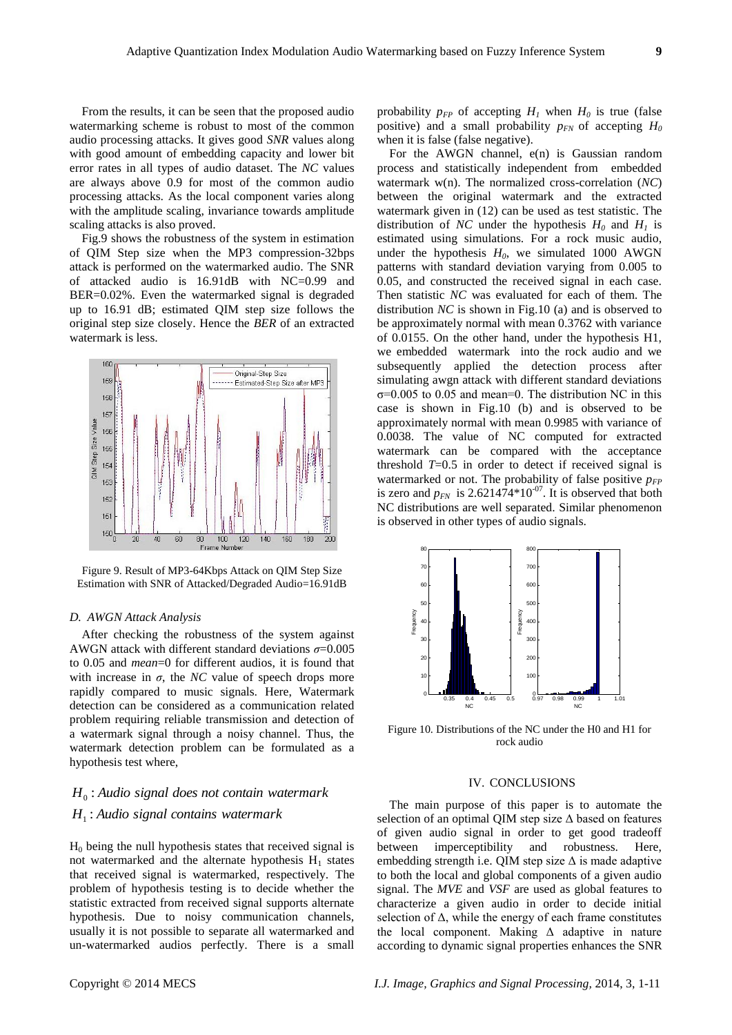From the results, it can be seen that the proposed audio watermarking scheme is robust to most of the common audio processing attacks. It gives good *SNR* values along with good amount of embedding capacity and lower bit error rates in all types of audio dataset. The *NC* values are always above 0.9 for most of the common audio processing attacks. As the local component varies along with the amplitude scaling, invariance towards amplitude scaling attacks is also proved.

Fig.9 shows the robustness of the system in estimation of QIM Step size when the MP3 compression-32bps attack is performed on the watermarked audio. The SNR of attacked audio is 16.91dB with NC=0.99 and BER=0.02%. Even the watermarked signal is degraded up to 16.91 dB; estimated QIM step size follows the original step size closely. Hence the *BER* of an extracted watermark is less.

Figure 9. Result of MP3-64Kbps Attack on QIM Step Size Estimation with SNR of Attacked/Degraded Audio=16.91dB

### *D. AWGN Attack Analysis*

After checking the robustness of the system against AWGN attack with different standard deviations $\sigma$=0.005 to 0.05 and *mean*=0 for different audios, it is found that with increase in $\sigma$, the *NC* value of speech drops more rapidly compared to music signals. Here, Watermark detection can be considered as a communication related problem requiring reliable transmission and detection of a watermark signal through a noisy channel. Thus, the watermark detection problem can be formulated as a hypothesis test where,

$$H_0 : \textit{Audio signal does not contain watermark}$$
$$H_1 : \textit{Audio signal contains watermark}$$

$H_0$ being the null hypothesis states that received signal is not watermarked and the alternate hypothesis $H_1$ states that received signal is watermarked, respectively. The problem of hypothesis testing is to decide whether the statistic extracted from received signal supports alternate hypothesis. Due to noisy communication channels, usually it is not possible to separate all watermarked and un-watermarked audios perfectly. There is a small probability $p_{FP}$ of accepting $H_1$ when $H_0$ is true (false positive) and a small probability $p_{FN}$ of accepting $H_0$ when it is false (false negative).

For the AWGN channel, e(n) is Gaussian random process and statistically independent from embedded watermark w(n). The normalized cross-correlation (*NC*) between the original watermark and the extracted watermark given in (12) can be used as test statistic. The distribution of *NC* under the hypothesis $H_0$ and $H_1$ is estimated using simulations. For a rock music audio, under the hypothesis $H_0$, we simulated 1000 AWGN patterns with standard deviation varying from 0.005 to 0.05, and constructed the received signal in each case. Then statistic *NC* was evaluated for each of them. The distribution *NC* is shown in Fig.10 (a) and is observed to be approximately normal with mean 0.3762 with variance of 0.0155. On the other hand, under the hypothesis H1, we embedded watermark into the rock audio and we subsequently applied the detection process after simulating awgn attack with different standard deviations $\sigma$=0.005 to 0.05 and mean=0. The distribution NC in this case is shown in Fig.10 (b) and is observed to be approximately normal with mean 0.9985 with variance of 0.0038. The value of NC computed for extracted watermark can be compared with the acceptance threshold *T*=0.5 in order to detect if received signal is watermarked or not. The probability of false positive $p_{FP}$ is zero and $p_{FN}$ is $2.621474*10^{-07}$. It is observed that both NC distributions are well separated. Similar phenomenon is observed in other types of audio signals.

Figure 10. Distributions of the NC under the H0 and H1 for rock audio

## IV. CONCLUSIONS

The main purpose of this paper is to automate the selection of an optimal QIM step size $\Delta$ based on features of given audio signal in order to get good tradeoff between imperceptibility and robustness. Here, embedding strength i.e. QIM step size $\Delta$ is made adaptive to both the local and global components of a given audio signal. The *MVE* and *VSF* are used as global features to characterize a given audio in order to decide initial selection of $\Delta$, while the energy of each frame constitutes the local component. Making $\Delta$ adaptive in nature according to dynamic signal properties enhances the SNR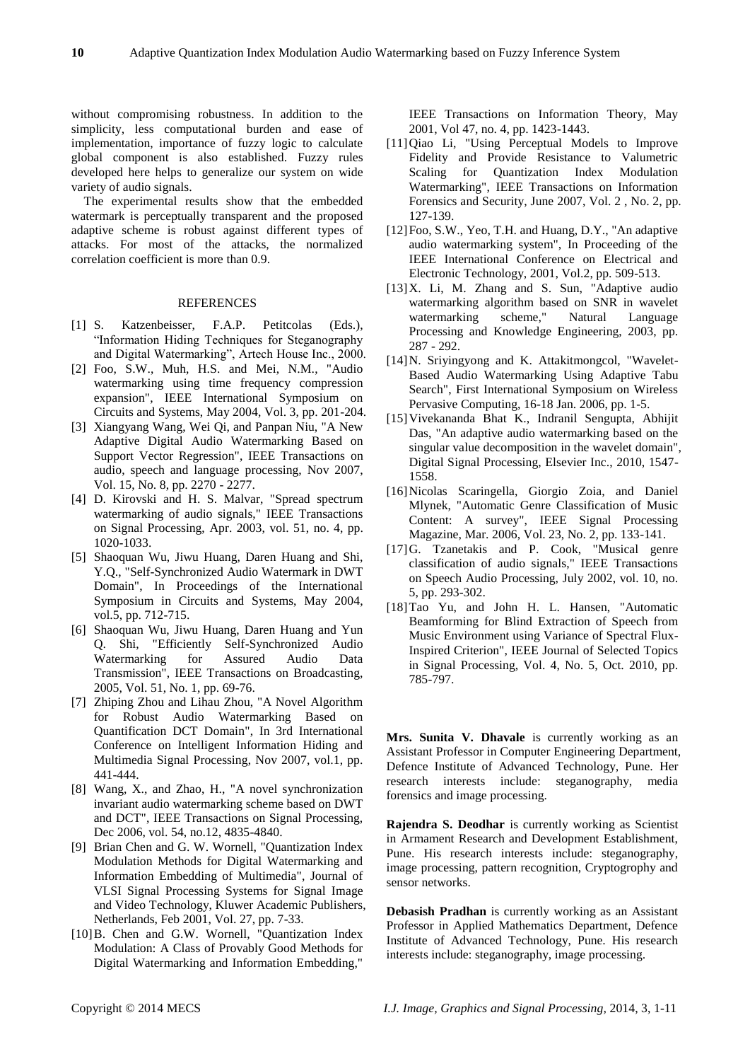without compromising robustness. In addition to the simplicity, less computational burden and ease of implementation, importance of fuzzy logic to calculate global component is also established. Fuzzy rules developed here helps to generalize our system on wide variety of audio signals.

The experimental results show that the embedded watermark is perceptually transparent and the proposed adaptive scheme is robust against different types of attacks. For most of the attacks, the normalized correlation coefficient is more than 0.9.

## REFERENCES

[1] S. Katzenbeisser, F.A.P. Petitcolas (Eds.), "Information Hiding Techniques for Steganography and Digital Watermarking", Artech House Inc., 2000.

[2] Foo, S.W., Muh, H.S. and Mei, N.M., "Audio watermarking using time frequency compression expansion", IEEE International Symposium on Circuits and Systems, May 2004, Vol. 3, pp. 201-204.

[3] Xiangyang Wang, Wei Qi, and Panpan Niu, "A New Adaptive Digital Audio Watermarking Based on Support Vector Regression", IEEE Transactions on audio, speech and language processing, Nov 2007, Vol. 15, No. 8, pp. 2270 - 2277.

[4] D. Kirovski and H. S. Malvar, "Spread spectrum watermarking of audio signals," IEEE Transactions on Signal Processing, Apr. 2003, vol. 51, no. 4, pp. 1020-1033.

[5] Shaoquan Wu, Jiwu Huang, Daren Huang and Shi, Y.Q., "Self-Synchronized Audio Watermark in DWT Domain", In Proceedings of the International Symposium in Circuits and Systems, May 2004, vol.5, pp. 712-715.

[6] Shaoquan Wu, Jiwu Huang, Daren Huang and Yun Q. Shi, "Efficiently Self-Synchronized Audio Watermarking for Assured Audio Data Transmission", IEEE Transactions on Broadcasting, 2005, Vol. 51, No. 1, pp. 69-76.

[7] Zhiping Zhou and Lihau Zhou, "A Novel Algorithm for Robust Audio Watermarking Based on Quantification DCT Domain", In 3rd International Conference on Intelligent Information Hiding and Multimedia Signal Processing, Nov 2007, vol.1, pp. 441-444.

[8] Wang, X., and Zhao, H., "A novel synchronization invariant audio watermarking scheme based on DWT and DCT", IEEE Transactions on Signal Processing, Dec 2006, vol. 54, no.12, 4835-4840.

[9] Brian Chen and G. W. Wornell, "Quantization Index Modulation Methods for Digital Watermarking and Information Embedding of Multimedia", Journal of VLSI Signal Processing Systems for Signal Image and Video Technology, Kluwer Academic Publishers, Netherlands, Feb 2001, Vol. 27, pp. 7-33.

[10] B. Chen and G.W. Wornell, "Quantization Index Modulation: A Class of Provably Good Methods for Digital Watermarking and Information Embedding," IEEE Transactions on Information Theory, May 2001, Vol 47, no. 4, pp. 1423-1443.

[11] Qiao Li, "Using Perceptual Models to Improve Fidelity and Provide Resistance to Valumetric Scaling for Quantization Index Modulation Watermarking", IEEE Transactions on Information Forensics and Security, June 2007, Vol. 2 , No. 2, pp. 127-139.

[12] Foo, S.W., Yeo, T.H. and Huang, D.Y., "An adaptive audio watermarking system", In Proceeding of the IEEE International Conference on Electrical and Electronic Technology, 2001, Vol.2, pp. 509-513.

[13] X. Li, M. Zhang and S. Sun, "Adaptive audio watermarking algorithm based on SNR in wavelet watermarking scheme," Natural Language Processing and Knowledge Engineering, 2003, pp. 287 - 292.

[14] N. Sriyingyong and K. Attakitmongcol, "Wavelet-Based Audio Watermarking Using Adaptive Tabu Search", First International Symposium on Wireless Pervasive Computing, 16-18 Jan. 2006, pp. 1-5.

[15] Vivekananda Bhat K., Indranil Sengupta, Abhijit Das, "An adaptive audio watermarking based on the singular value decomposition in the wavelet domain", Digital Signal Processing, Elsevier Inc., 2010, 1547-1558.

[16] Nicolas Scaringella, Giorgio Zoia, and Daniel Mlynek, "Automatic Genre Classification of Music Content: A survey", IEEE Signal Processing Magazine, Mar. 2006, Vol. 23, No. 2, pp. 133-141.

[17] G. Tzanetakis and P. Cook, "Musical genre classification of audio signals," IEEE Transactions on Speech Audio Processing, July 2002, vol. 10, no. 5, pp. 293-302.

[18] Tao Yu, and John H. L. Hansen, "Automatic Beamforming for Blind Extraction of Speech from Music Environment using Variance of Spectral Flux-Inspired Criterion", IEEE Journal of Selected Topics in Signal Processing, Vol. 4, No. 5, Oct. 2010, pp. 785-797.

**Mrs. Sunita V. Dhavale** is currently working as an Assistant Professor in Computer Engineering Department, Defence Institute of Advanced Technology, Pune. Her research interests include: steganography, media forensics and image processing.

**Rajendra S. Deodhar** is currently working as Scientist in Armament Research and Development Establishment, Pune. His research interests include: steganography, image processing, pattern recognition, Cryptogrophy and sensor networks.

**Debasish Pradhan** is currently working as an Assistant Professor in Applied Mathematics Department, Defence Institute of Advanced Technology, Pune. His research interests include: steganography, image processing.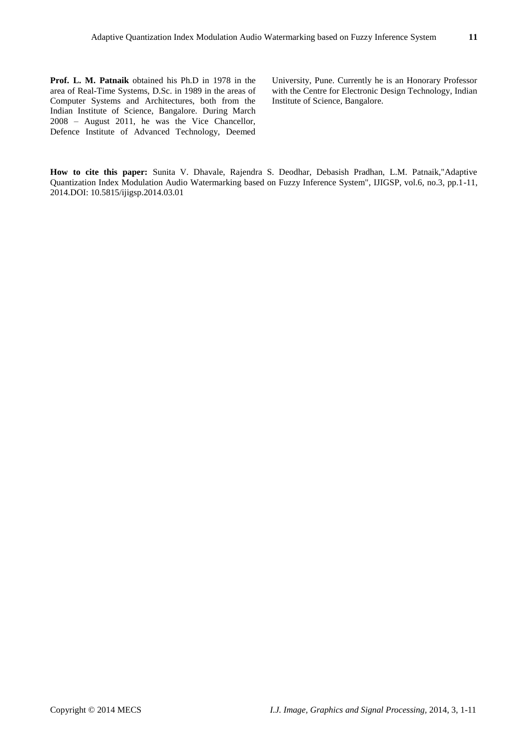**Prof. L. M. Patnaik** obtained his Ph.D in 1978 in the area of Real-Time Systems, D.Sc. in 1989 in the areas of Computer Systems and Architectures, both from the Indian Institute of Science, Bangalore. During March 2008 – August 2011, he was the Vice Chancellor, Defence Institute of Advanced Technology, Deemed University, Pune. Currently he is an Honorary Professor with the Centre for Electronic Design Technology, Indian Institute of Science, Bangalore.

**How to cite this paper:** Sunita V. Dhavale, Rajendra S. Deodhar, Debasish Pradhan, L.M. Patnaik,"Adaptive Quantization Index Modulation Audio Watermarking based on Fuzzy Inference System", IJIGSP, vol.6, no.3, pp.1-11, 2014.DOI: 10.5815/ijigsp.2014.03.01